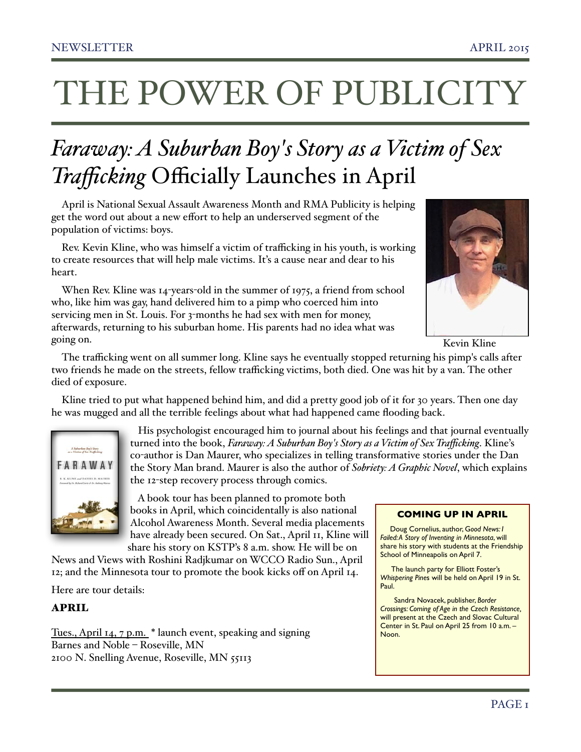# THE POWER OF PUBLICITY

## *Faraway: A Suburban Boy's Story as a Victim of Sex Trafficking* Officially Launches in April

April is National Sexual Assault Awareness Month and RMA Publicity is helping get the word out about a new effort to help an underserved segment of the population of victims: boys.

Rev. Kevin Kline, who was himself a victim of trafficking in his youth, is working to create resources that will help male victims. It's a cause near and dear to his heart.

When Rev. Kline was 14-years-old in the summer of 1975, a friend from school who, like him was gay, hand delivered him to a pimp who coerced him into servicing men in St. Louis. For 3-months he had sex with men for money, afterwards, returning to his suburban home. His parents had no idea what was going on.

Kevin Kline

The trafficking went on all summer long. Kline says he eventually stopped returning his pimp's calls after two friends he made on the streets, fellow trafficking victims, both died. One was hit by a van. The other died of exposure.

Kline tried to put what happened behind him, and did a pretty good job of it for 30 years. Then one day he was mugged and all the terrible feelings about what had happened came flooding back.

His psychologist encouraged him to journal about his feelings and that journal eventually turned into the book, *Faraway: A Suburban Boy's Story as a Victim of Sex Trafficking*. Kline's co-author is Dan Maurer, who specializes in telling transformative stories under the Dan the Story Man brand. Maurer is also the author of *Sobriety: A Graphic Novel*, which explains the 12-step recovery process through comics.

A book tour has been planned to promote both books in April, which coincidentally is also national Alcohol Awareness Month. Several media placements have already been secured. On Sat., April 11, Kline will share his story on KSTP's 8 a.m. show. He will be on News and Views with Roshini Radjkumar on WCCO Radio Sun., April 12; and the Minnesota tour to promote the book kicks off on April 14.

Here are tour details:

**APRIL**

Tues., April 14, 7 p.m. * launch event, speaking and signing
Barnes and Noble – Roseville, MN
2100 N. Snelling Avenue, Roseville, MN 55113

---

**COMING UP IN APRIL**

Doug Cornelius, author, *Good News: I Failed: A Story of Inventing in Minnesota*, will share his story with students at the Friendship School of Minneapolis on April 7.

The launch party for Elliott Foster's *Whispering Pines* will be held on April 19 in St. Paul.

Sandra Novacek, publisher, *Border Crossings: Coming of Age in the Czech Resistance*, will present at the Czech and Slovac Cultural Center in St. Paul on April 25 from 10 a.m. – Noon.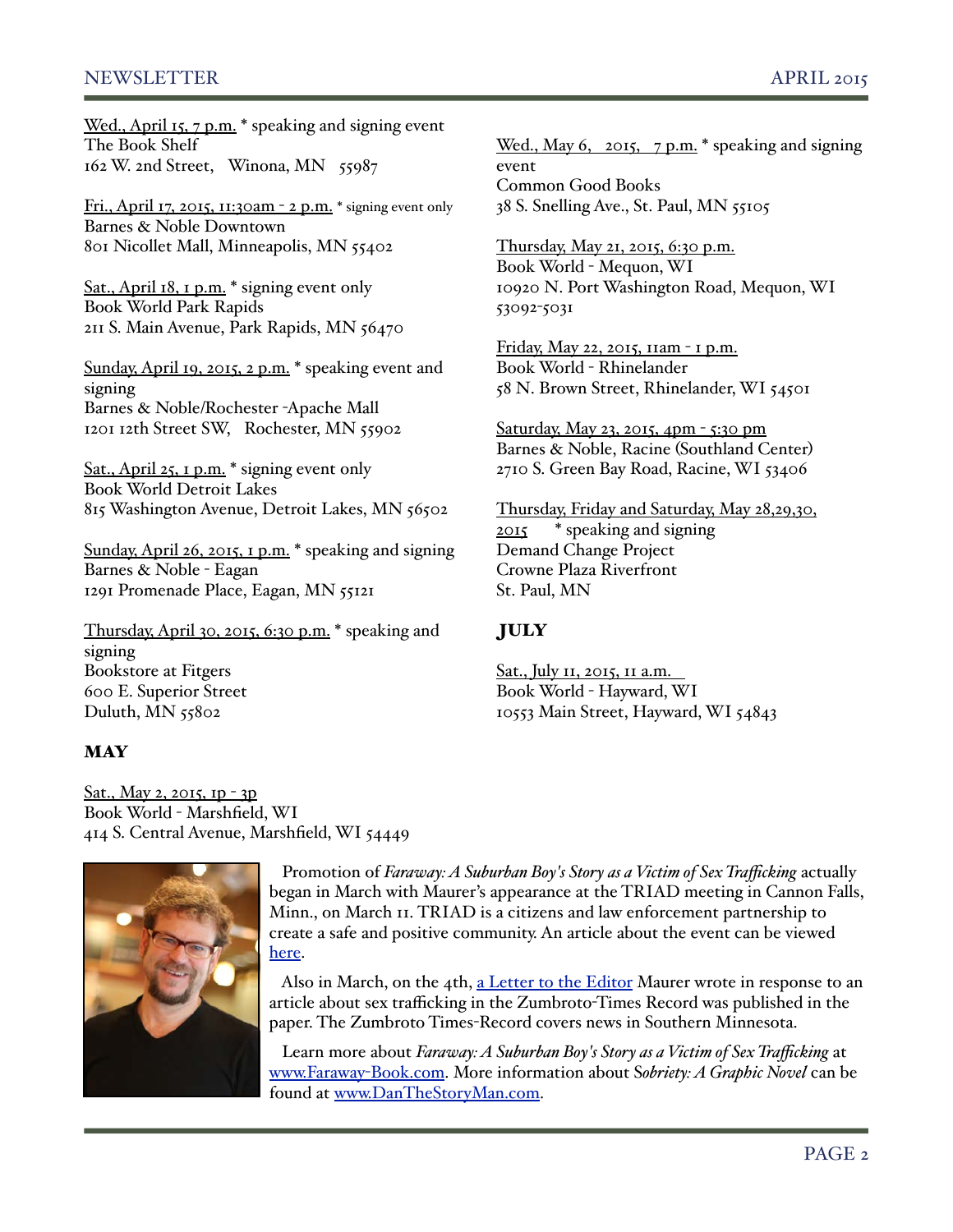Wed., April 15, 7 p.m. * speaking and signing event
The Book Shelf
162 W. 2nd Street, Winona, MN 55987

Fri., April 17, 2015, 11:30am - 2 p.m. * signing event only
Barnes & Noble Downtown
801 Nicollet Mall, Minneapolis, MN 55402

Sat., April 18, 1 p.m. * signing event only
Book World Park Rapids
211 S. Main Avenue, Park Rapids, MN 56470

Sunday, April 19, 2015, 2 p.m. * speaking event and signing
Barnes & Noble/Rochester -Apache Mall
1201 12th Street SW, Rochester, MN 55902

Sat., April 25, 1 p.m. * signing event only
Book World Detroit Lakes
815 Washington Avenue, Detroit Lakes, MN 56502

Sunday, April 26, 2015, 1 p.m. * speaking and signing
Barnes & Noble - Eagan
1291 Promenade Place, Eagan, MN 55121

Thursday, April 30, 2015, 6:30 p.m. * speaking and signing
Bookstore at Fitgers
600 E. Superior Street
Duluth, MN 55802

## MAY

Sat., May 2, 2015, 1p - 3p
Book World - Marshfield, WI
414 S. Central Avenue, Marshfield, WI 54449

Wed., May 6, 2015, 7 p.m. * speaking and signing event
Common Good Books
38 S. Snelling Ave., St. Paul, MN 55105

Thursday, May 21, 2015, 6:30 p.m.
Book World - Mequon, WI
10920 N. Port Washington Road, Mequon, WI 53092-5031

Friday, May 22, 2015, 11am - 1 p.m.
Book World - Rhinelander
58 N. Brown Street, Rhinelander, WI 54501

Saturday, May 23, 2015, 4pm - 5:30 pm
Barnes & Noble, Racine (Southland Center)
2710 S. Green Bay Road, Racine, WI 53406

Thursday, Friday and Saturday, May 28,29,30, 2015 * speaking and signing
Demand Change Project
Crowne Plaza Riverfront
St. Paul, MN

## JULY

Sat., July 11, 2015, 11 a.m.
Book World - Hayward, WI
10553 Main Street, Hayward, WI 54843

Promotion of *Faraway: A Suburban Boy's Story as a Victim of Sex Trafficking* actually began in March with Maurer's appearance at the TRIAD meeting in Cannon Falls, Minn., on March 11. TRIAD is a citizens and law enforcement partnership to create a safe and positive community. An article about the event can be viewed here.

Also in March, on the 4th, a Letter to the Editor Maurer wrote in response to an article about sex trafficking in the Zumbroto-Times Record was published in the paper. The Zumbroto Times-Record covers news in Southern Minnesota.

Learn more about *Faraway: A Suburban Boy's Story as a Victim of Sex Trafficking* at www.Faraway-Book.com. More information about S*obriety: A Graphic Novel* can be found at www.DanTheStoryMan.com.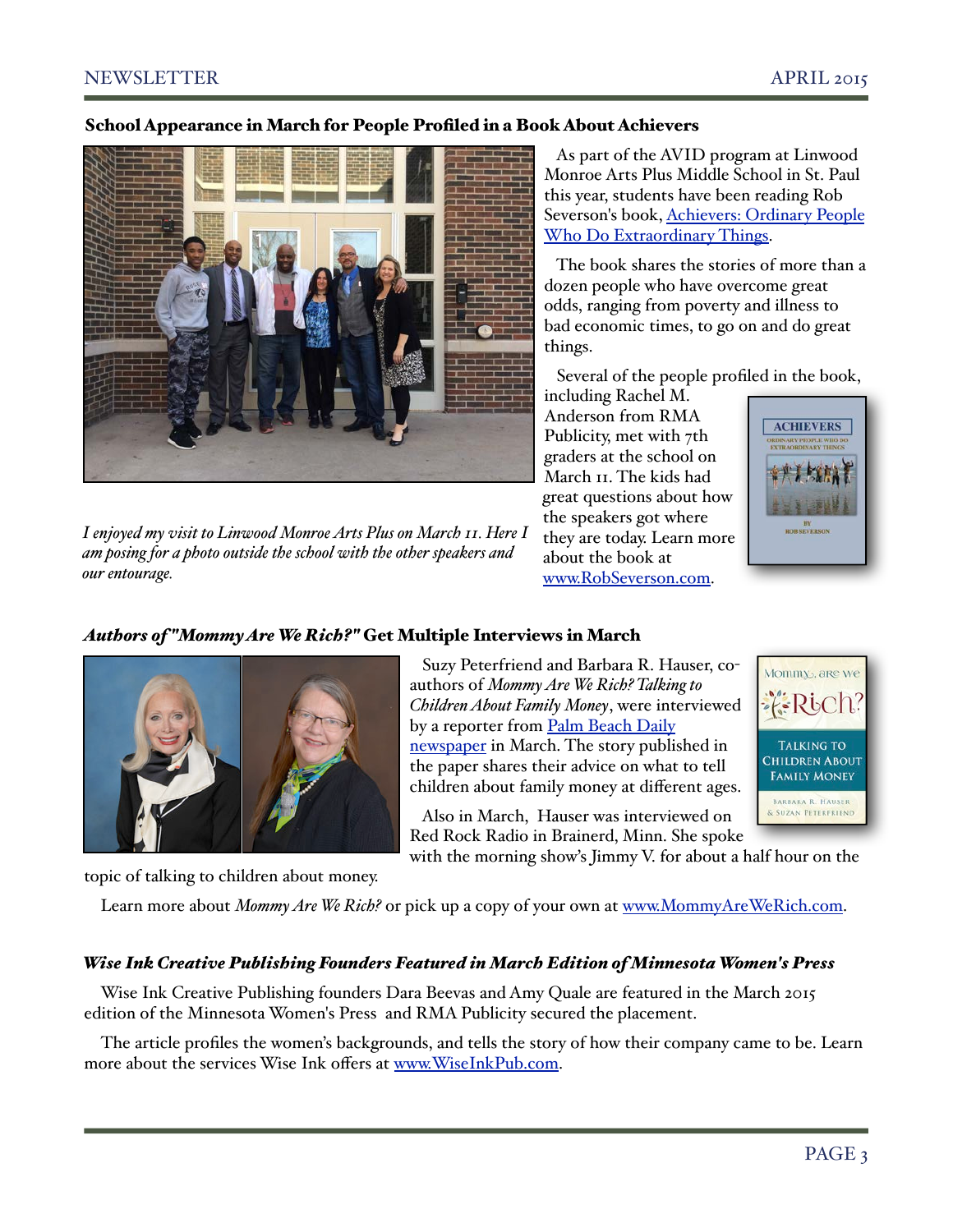### School Appearance in March for People Profiled in a Book About Achievers

*I enjoyed my visit to Linwood Monroe Arts Plus on March 11. Here I am posing for a photo outside the school with the other speakers and our entourage.*

As part of the AVID program at Linwood Monroe Arts Plus Middle School in St. Paul this year, students have been reading Rob Severson's book, Achievers: Ordinary People Who Do Extraordinary Things.

The book shares the stories of more than a dozen people who have overcome great odds, ranging from poverty and illness to bad economic times, to go on and do great things.

Several of the people profiled in the book, including Rachel M. Anderson from RMA Publicity, met with 7th graders at the school on March 11. The kids had great questions about how the speakers got where they are today. Learn more about the book at www.RobSeverson.com.

### *Authors of "Mommy Are We Rich?"* Get Multiple Interviews in March

Suzy Peterfriend and Barbara R. Hauser, co-authors of *Mommy Are We Rich? Talking to Children About Family Money*, were interviewed by a reporter from Palm Beach Daily newspaper in March. The story published in the paper shares their advice on what to tell children about family money at different ages.

Also in March, Hauser was interviewed on Red Rock Radio in Brainerd, Minn. She spoke with the morning show's Jimmy V. for about a half hour on the topic of talking to children about money.

Learn more about *Mommy Are We Rich?* or pick up a copy of your own at www.MommyAreWeRich.com.

### *Wise Ink Creative Publishing Founders Featured in March Edition of Minnesota Women's Press*

Wise Ink Creative Publishing founders Dara Beevas and Amy Quale are featured in the March 2015 edition of the Minnesota Women's Press and RMA Publicity secured the placement.

The article profiles the women's backgrounds, and tells the story of how their company came to be. Learn more about the services Wise Ink offers at www.WiseInkPub.com.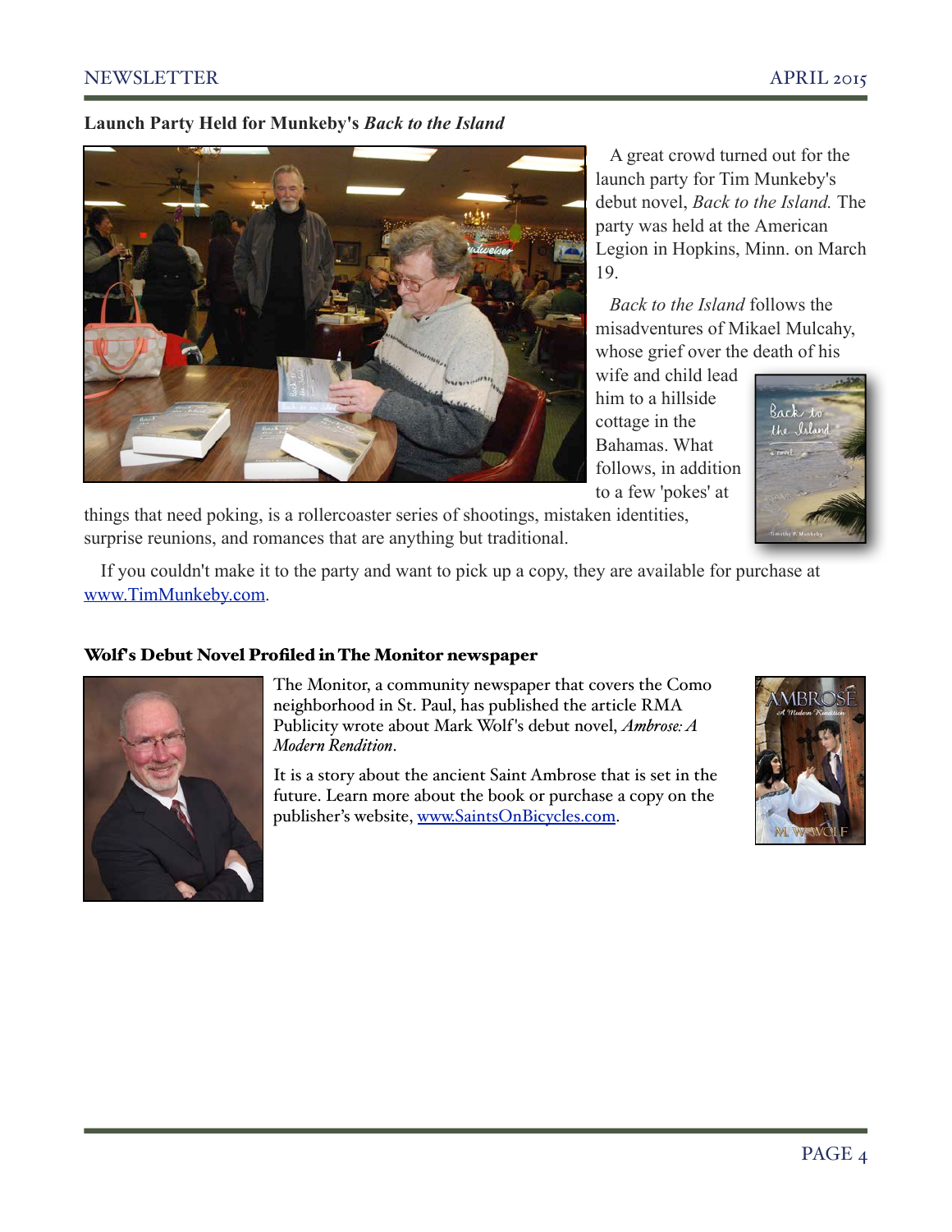## Launch Party Held for Munkeby's *Back to the Island*

A great crowd turned out for the launch party for Tim Munkeby's debut novel, *Back to the Island.* The party was held at the American Legion in Hopkins, Minn. on March 19.

*Back to the Island* follows the misadventures of Mikael Mulcahy, whose grief over the death of his wife and child lead him to a hillside cottage in the Bahamas. What follows, in addition to a few 'pokes' at things that need poking, is a rollercoaster series of shootings, mistaken identities, surprise reunions, and romances that are anything but traditional.

If you couldn't make it to the party and want to pick up a copy, they are available for purchase at [www.TimMunkeby.com](http://www.TimMunkeby.com).

## Wolf's Debut Novel Profiled in The Monitor newspaper

The Monitor, a community newspaper that covers the Como neighborhood in St. Paul, has published the article RMA Publicity wrote about Mark Wolf's debut novel, *Ambrose: A Modern Rendition*.

It is a story about the ancient Saint Ambrose that is set in the future. Learn more about the book or purchase a copy on the publisher's website, [www.SaintsOnBicycles.com](http://www.SaintsOnBicycles.com).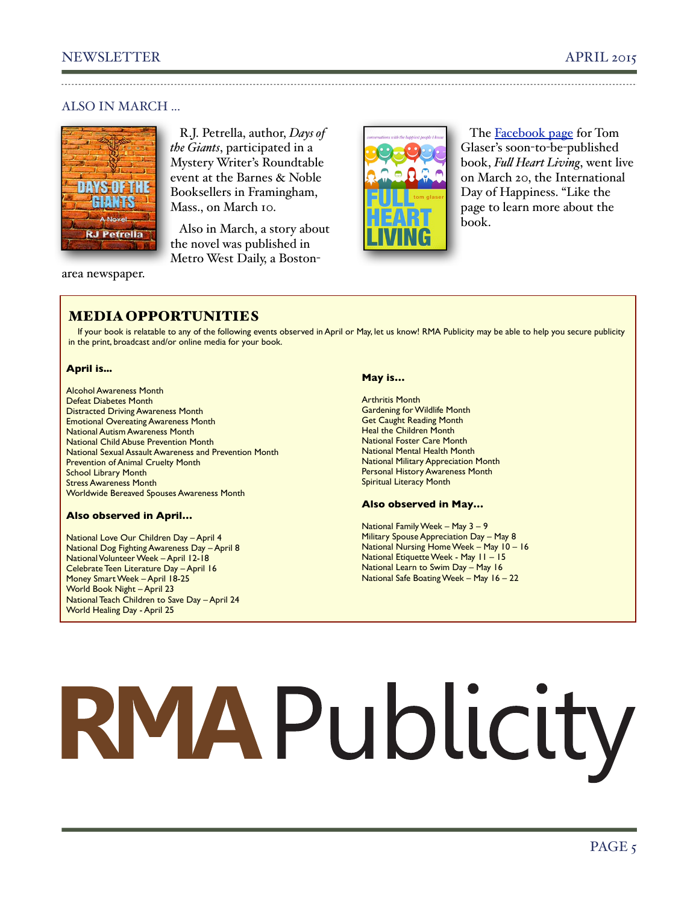## ALSO IN MARCH ...

R.J. Petrella, author, *Days of the Giants*, participated in a Mystery Writer's Roundtable event at the Barnes & Noble Booksellers in Framingham, Mass., on March 10.

Also in March, a story about the novel was published in Metro West Daily, a Boston-area newspaper.

The [Facebook page] for Tom Glaser's soon-to-be-published book, *Full Heart Living*, went live on March 20, the International Day of Happiness. "Like the page to learn more about the book.

## MEDIA OPPORTUNITIES

If your book is relatable to any of the following events observed in April or May, let us know! RMA Publicity may be able to help you secure publicity in the print, broadcast and/or online media for your book.

**April is...**

Alcohol Awareness Month
Defeat Diabetes Month
Distracted Driving Awareness Month
Emotional Overeating Awareness Month
National Autism Awareness Month
National Child Abuse Prevention Month
National Sexual Assault Awareness and Prevention Month
Prevention of Animal Cruelty Month
School Library Month
Stress Awareness Month
Worldwide Bereaved Spouses Awareness Month

**Also observed in April...**

National Love Our Children Day – April 4
National Dog Fighting Awareness Day – April 8
National Volunteer Week – April 12-18
Celebrate Teen Literature Day – April 16
Money Smart Week – April 18-25
World Book Night – April 23
National Teach Children to Save Day – April 24
World Healing Day - April 25

**May is...**

Arthritis Month
Gardening for Wildlife Month
Get Caught Reading Month
Heal the Children Month
National Foster Care Month
National Mental Health Month
National Military Appreciation Month
Personal History Awareness Month
Spiritual Literacy Month

**Also observed in May...**

National Family Week – May 3 – 9
Military Spouse Appreciation Day – May 8
National Nursing Home Week – May 10 – 16
National Etiquette Week - May 11 – 15
National Learn to Swim Day – May 16
National Safe Boating Week – May 16 – 22

**RMA** Publicity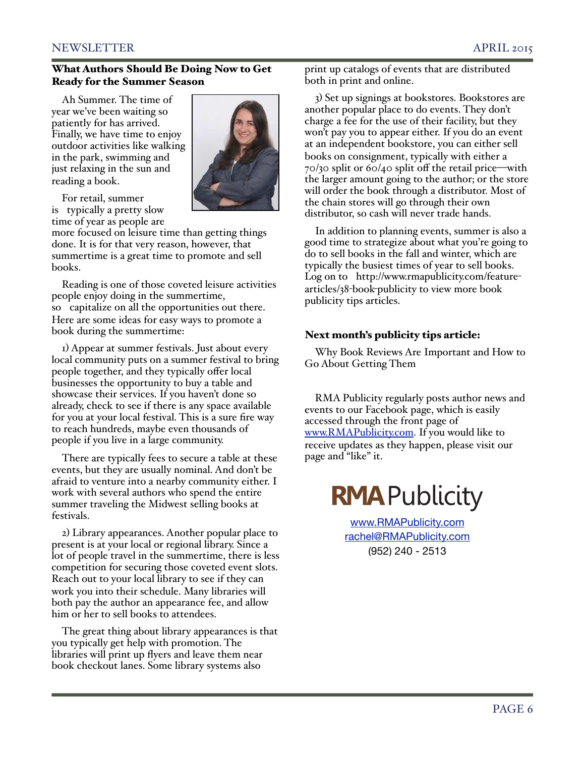## What Authors Should Be Doing Now to Get Ready for the Summer Season

Ah Summer. The time of year we've been waiting so patiently for has arrived. Finally, we have time to enjoy outdoor activities like walking in the park, swimming and just relaxing in the sun and reading a book.

For retail, summer is typically a pretty slow time of year as people are more focused on leisure time than getting things done. It is for that very reason, however, that summertime is a great time to promote and sell books.

Reading is one of those coveted leisure activities people enjoy doing in the summertime, so capitalize on all the opportunities out there. Here are some ideas for easy ways to promote a book during the summertime:

1) Appear at summer festivals. Just about every local community puts on a summer festival to bring people together, and they typically offer local businesses the opportunity to buy a table and showcase their services. If you haven't done so already, check to see if there is any space available for you at your local festival. This is a sure fire way to reach hundreds, maybe even thousands of people if you live in a large community.

There are typically fees to secure a table at these events, but they are usually nominal. And don't be afraid to venture into a nearby community either. I work with several authors who spend the entire summer traveling the Midwest selling books at festivals.

2) Library appearances. Another popular place to present is at your local or regional library. Since a lot of people travel in the summertime, there is less competition for securing those coveted event slots. Reach out to your local library to see if they can work you into their schedule. Many libraries will both pay the author an appearance fee, and allow him or her to sell books to attendees.

The great thing about library appearances is that you typically get help with promotion. The libraries will print up flyers and leave them near book checkout lanes. Some library systems also print up catalogs of events that are distributed both in print and online.

3) Set up signings at bookstores. Bookstores are another popular place to do events. They don't charge a fee for the use of their facility, but they won't pay you to appear either. If you do an event at an independent bookstore, you can either sell books on consignment, typically with either a 70/30 split or 60/40 split off the retail price—with the larger amount going to the author; or the store will order the book through a distributor. Most of the chain stores will go through their own distributor, so cash will never trade hands.

In addition to planning events, summer is also a good time to strategize about what you're going to do to sell books in the fall and winter, which are typically the busiest times of year to sell books. Log on to http://www.rmapublicity.com/feature-articles/38-book-publicity to view more book publicity tips articles.

### Next month's publicity tips article:

Why Book Reviews Are Important and How to Go About Getting Them

RMA Publicity regularly posts author news and events to our Facebook page, which is easily accessed through the front page of www.RMAPublicity.com. If you would like to receive updates as they happen, please visit our page and "like" it.

**RMA** Publicity

www.RMAPublicity.com
rachel@RMAPublicity.com
(952) 240 - 2513